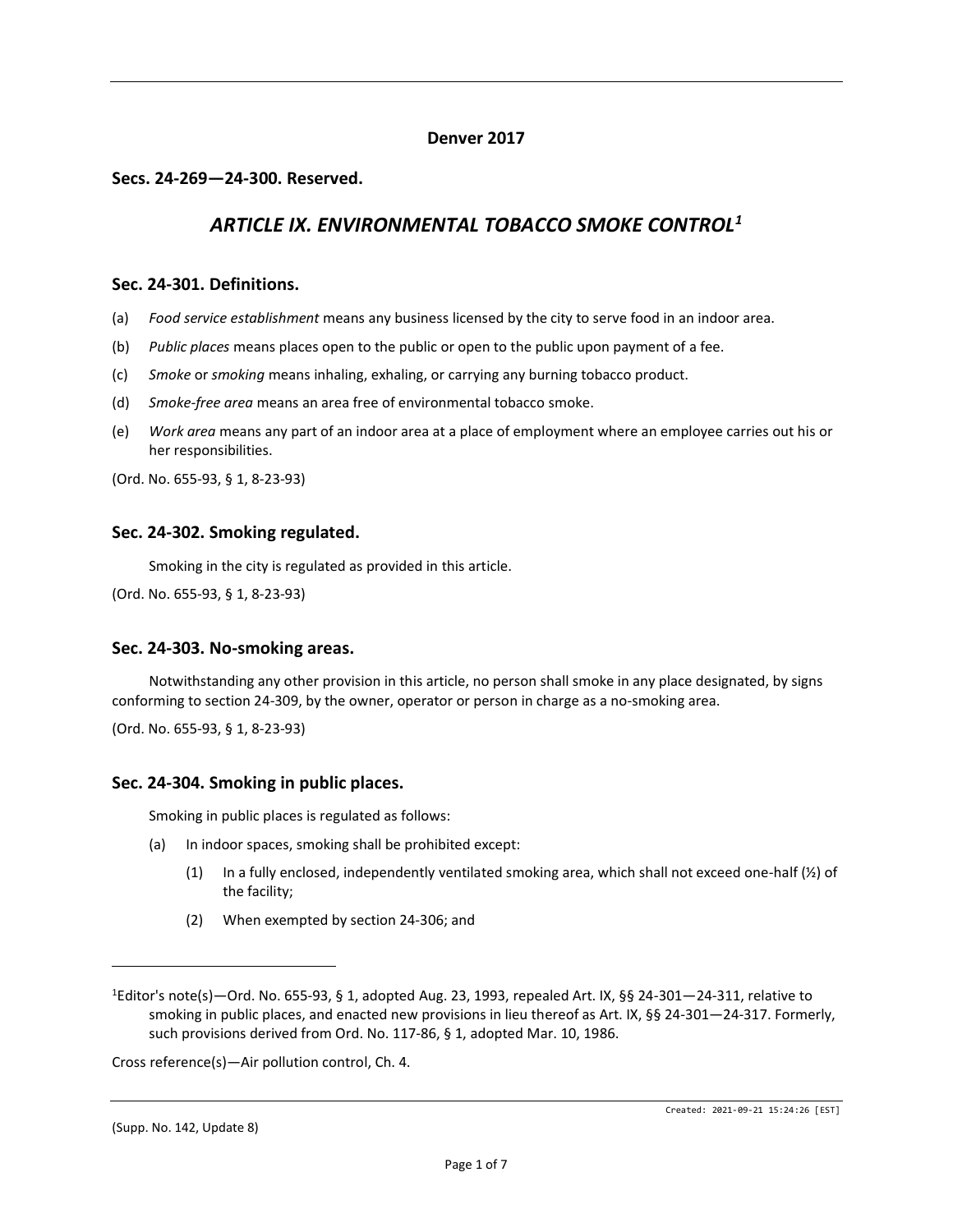**Denver 2017**

## Secs. 24-269—24-300. Reserved.

# *ARTICLE IX. ENVIRONMENTAL TOBACCO SMOKE CONTROL*[1]

### Sec. 24-301. Definitions.

(a) *Food service establishment* means any business licensed by the city to serve food in an indoor area.

(b) *Public places* means places open to the public or open to the public upon payment of a fee.

(c) *Smoke* or *smoking* means inhaling, exhaling, or carrying any burning tobacco product.

(d) *Smoke-free area* means an area free of environmental tobacco smoke.

(e) *Work area* means any part of an indoor area at a place of employment where an employee carries out his or her responsibilities.

(Ord. No. 655-93, § 1, 8-23-93)

### Sec. 24-302. Smoking regulated.

Smoking in the city is regulated as provided in this article.

(Ord. No. 655-93, § 1, 8-23-93)

### Sec. 24-303. No-smoking areas.

Notwithstanding any other provision in this article, no person shall smoke in any place designated, by signs conforming to section 24-309, by the owner, operator or person in charge as a no-smoking area.

(Ord. No. 655-93, § 1, 8-23-93)

### Sec. 24-304. Smoking in public places.

Smoking in public places is regulated as follows:

(a) In indoor spaces, smoking shall be prohibited except:

  (1) In a fully enclosed, independently ventilated smoking area, which shall not exceed one-half (½) of the facility;

  (2) When exempted by section 24-306; and

---

[1]Editor's note(s)—Ord. No. 655-93, § 1, adopted Aug. 23, 1993, repealed Art. IX, §§ 24-301—24-311, relative to smoking in public places, and enacted new provisions in lieu thereof as Art. IX, §§ 24-301—24-317. Formerly, such provisions derived from Ord. No. 117-86, § 1, adopted Mar. 10, 1986.

Cross reference(s)—Air pollution control, Ch. 4.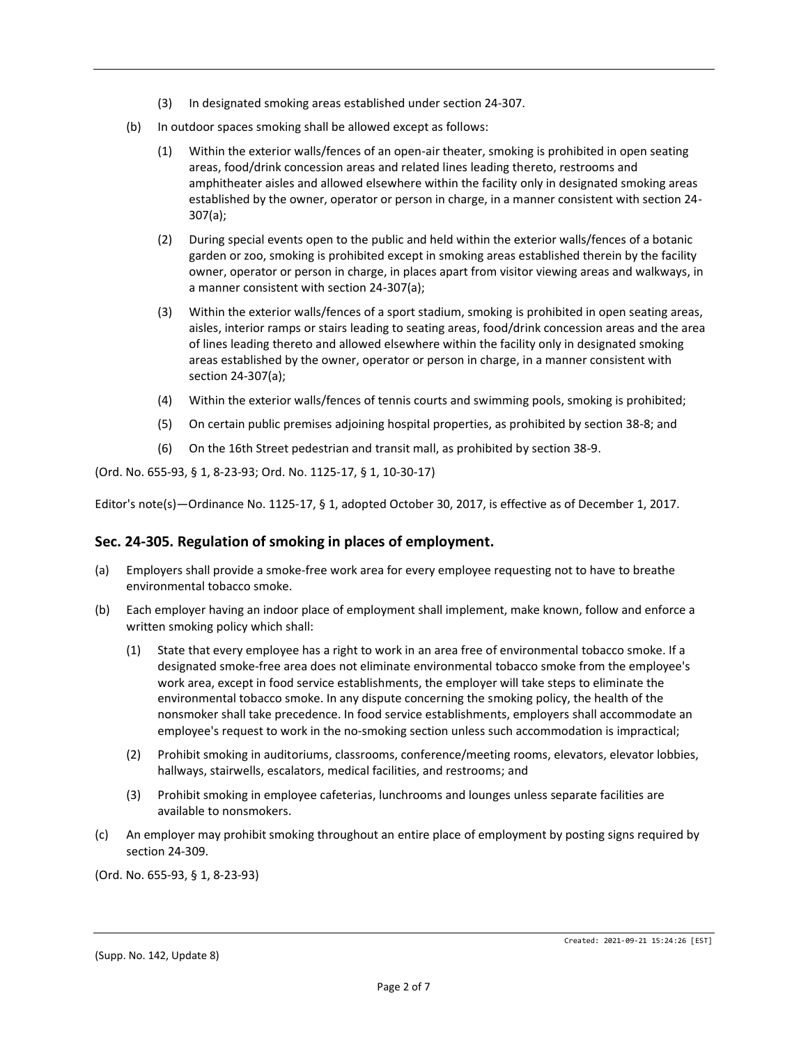(3) In designated smoking areas established under section 24-307.

(b) In outdoor spaces smoking shall be allowed except as follows:

(1) Within the exterior walls/fences of an open-air theater, smoking is prohibited in open seating areas, food/drink concession areas and related lines leading thereto, restrooms and amphitheater aisles and allowed elsewhere within the facility only in designated smoking areas established by the owner, operator or person in charge, in a manner consistent with section 24-307(a);

(2) During special events open to the public and held within the exterior walls/fences of a botanic garden or zoo, smoking is prohibited except in smoking areas established therein by the facility owner, operator or person in charge, in places apart from visitor viewing areas and walkways, in a manner consistent with section 24-307(a);

(3) Within the exterior walls/fences of a sport stadium, smoking is prohibited in open seating areas, aisles, interior ramps or stairs leading to seating areas, food/drink concession areas and the area of lines leading thereto and allowed elsewhere within the facility only in designated smoking areas established by the owner, operator or person in charge, in a manner consistent with section 24-307(a);

(4) Within the exterior walls/fences of tennis courts and swimming pools, smoking is prohibited;

(5) On certain public premises adjoining hospital properties, as prohibited by section 38-8; and

(6) On the 16th Street pedestrian and transit mall, as prohibited by section 38-9.

(Ord. No. 655-93, § 1, 8-23-93; Ord. No. 1125-17, § 1, 10-30-17)

Editor's note(s)—Ordinance No. 1125-17, § 1, adopted October 30, 2017, is effective as of December 1, 2017.

## Sec. 24-305. Regulation of smoking in places of employment.

(a) Employers shall provide a smoke-free work area for every employee requesting not to have to breathe environmental tobacco smoke.

(b) Each employer having an indoor place of employment shall implement, make known, follow and enforce a written smoking policy which shall:

(1) State that every employee has a right to work in an area free of environmental tobacco smoke. If a designated smoke-free area does not eliminate environmental tobacco smoke from the employee's work area, except in food service establishments, the employer will take steps to eliminate the environmental tobacco smoke. In any dispute concerning the smoking policy, the health of the nonsmoker shall take precedence. In food service establishments, employers shall accommodate an employee's request to work in the no-smoking section unless such accommodation is impractical;

(2) Prohibit smoking in auditoriums, classrooms, conference/meeting rooms, elevators, elevator lobbies, hallways, stairwells, escalators, medical facilities, and restrooms; and

(3) Prohibit smoking in employee cafeterias, lunchrooms and lounges unless separate facilities are available to nonsmokers.

(c) An employer may prohibit smoking throughout an entire place of employment by posting signs required by section 24-309.

(Ord. No. 655-93, § 1, 8-23-93)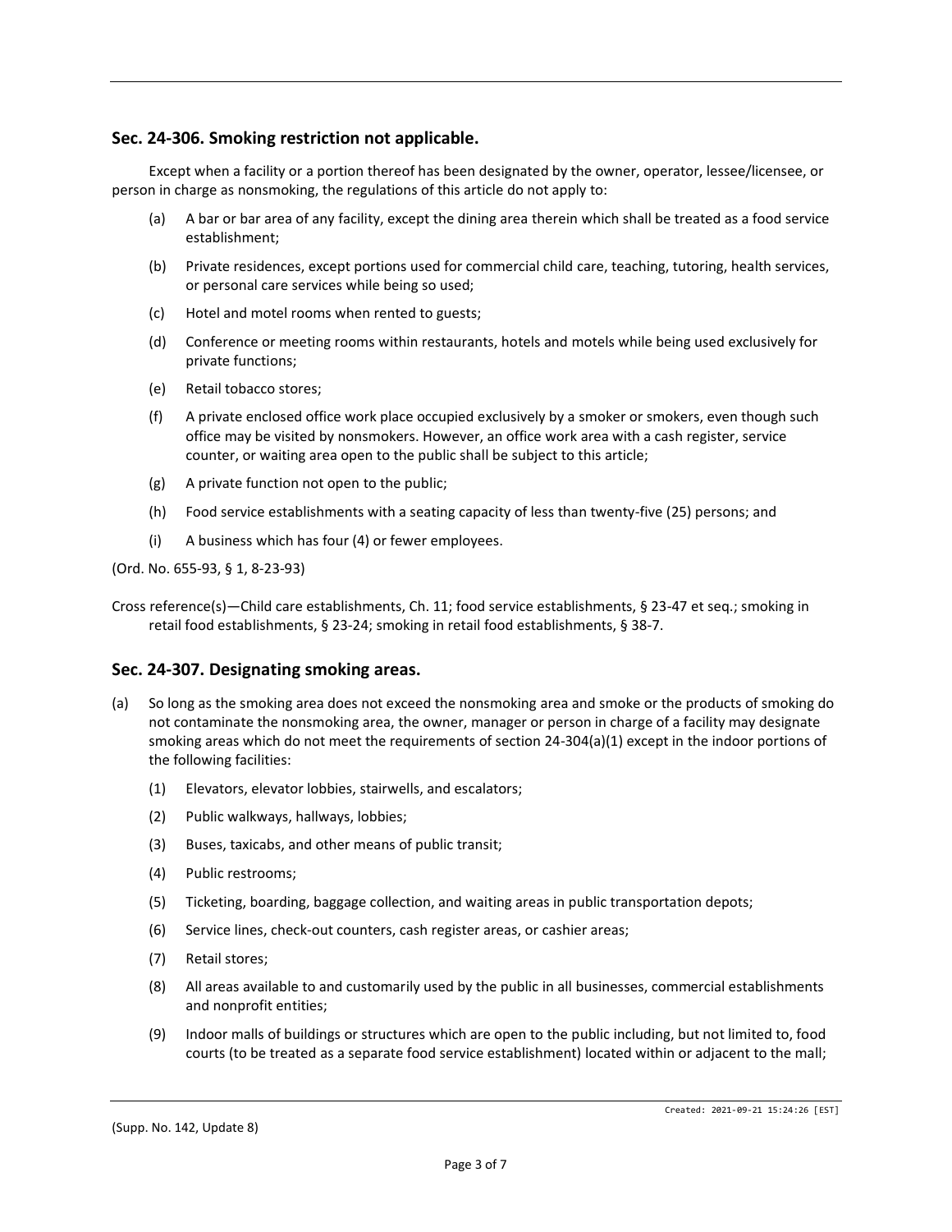## Sec. 24-306. Smoking restriction not applicable.

Except when a facility or a portion thereof has been designated by the owner, operator, lessee/licensee, or person in charge as nonsmoking, the regulations of this article do not apply to:

(a) A bar or bar area of any facility, except the dining area therein which shall be treated as a food service establishment;

(b) Private residences, except portions used for commercial child care, teaching, tutoring, health services, or personal care services while being so used;

(c) Hotel and motel rooms when rented to guests;

(d) Conference or meeting rooms within restaurants, hotels and motels while being used exclusively for private functions;

(e) Retail tobacco stores;

(f) A private enclosed office work place occupied exclusively by a smoker or smokers, even though such office may be visited by nonsmokers. However, an office work area with a cash register, service counter, or waiting area open to the public shall be subject to this article;

(g) A private function not open to the public;

(h) Food service establishments with a seating capacity of less than twenty-five (25) persons; and

(i) A business which has four (4) or fewer employees.

(Ord. No. 655-93, § 1, 8-23-93)

Cross reference(s)—Child care establishments, Ch. 11; food service establishments, § 23-47 et seq.; smoking in retail food establishments, § 23-24; smoking in retail food establishments, § 38-7.

## Sec. 24-307. Designating smoking areas.

(a) So long as the smoking area does not exceed the nonsmoking area and smoke or the products of smoking do not contaminate the nonsmoking area, the owner, manager or person in charge of a facility may designate smoking areas which do not meet the requirements of section 24-304(a)(1) except in the indoor portions of the following facilities:

(1) Elevators, elevator lobbies, stairwells, and escalators;

(2) Public walkways, hallways, lobbies;

(3) Buses, taxicabs, and other means of public transit;

(4) Public restrooms;

(5) Ticketing, boarding, baggage collection, and waiting areas in public transportation depots;

(6) Service lines, check-out counters, cash register areas, or cashier areas;

(7) Retail stores;

(8) All areas available to and customarily used by the public in all businesses, commercial establishments and nonprofit entities;

(9) Indoor malls of buildings or structures which are open to the public including, but not limited to, food courts (to be treated as a separate food service establishment) located within or adjacent to the mall;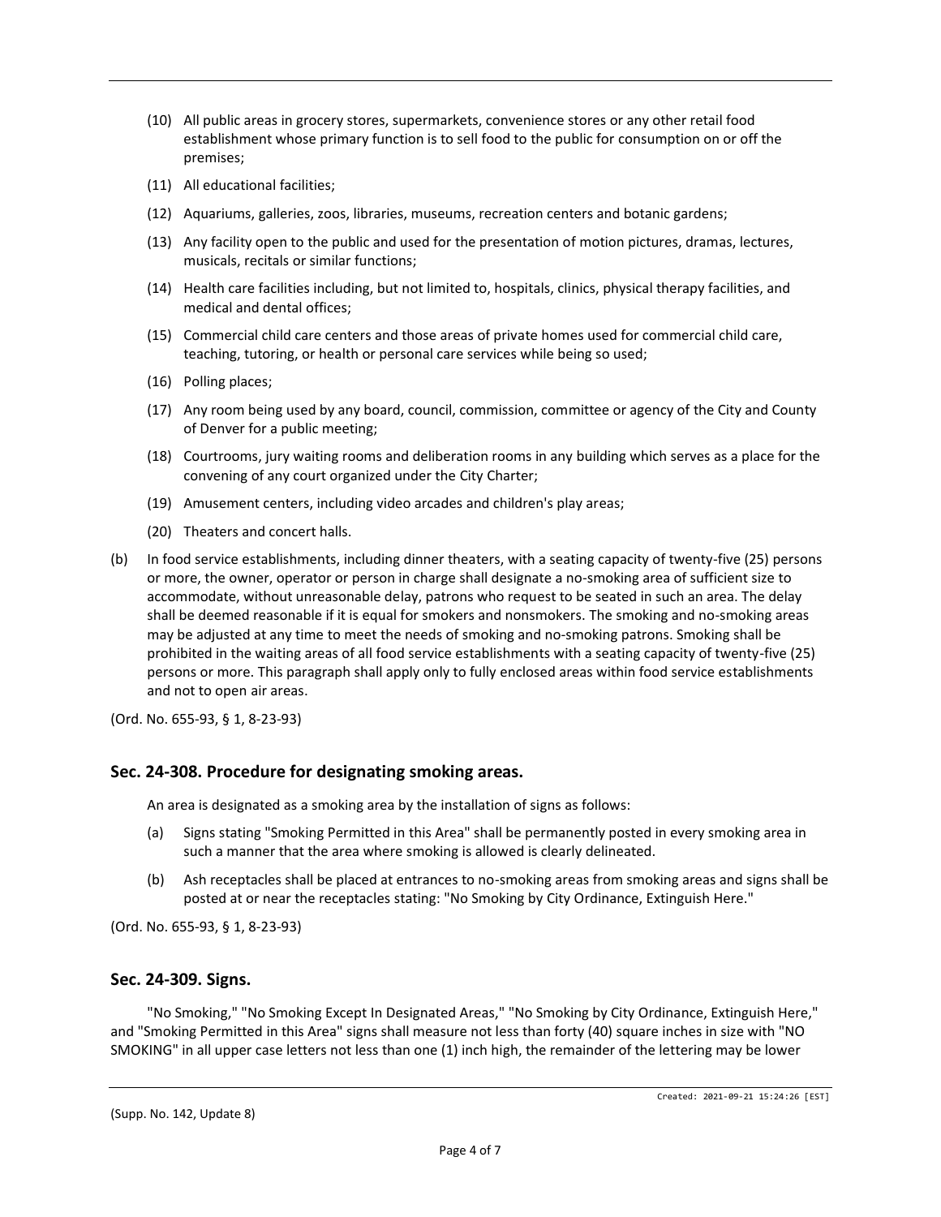(10) All public areas in grocery stores, supermarkets, convenience stores or any other retail food establishment whose primary function is to sell food to the public for consumption on or off the premises;

(11) All educational facilities;

(12) Aquariums, galleries, zoos, libraries, museums, recreation centers and botanic gardens;

(13) Any facility open to the public and used for the presentation of motion pictures, dramas, lectures, musicals, recitals or similar functions;

(14) Health care facilities including, but not limited to, hospitals, clinics, physical therapy facilities, and medical and dental offices;

(15) Commercial child care centers and those areas of private homes used for commercial child care, teaching, tutoring, or health or personal care services while being so used;

(16) Polling places;

(17) Any room being used by any board, council, commission, committee or agency of the City and County of Denver for a public meeting;

(18) Courtrooms, jury waiting rooms and deliberation rooms in any building which serves as a place for the convening of any court organized under the City Charter;

(19) Amusement centers, including video arcades and children's play areas;

(20) Theaters and concert halls.

(b) In food service establishments, including dinner theaters, with a seating capacity of twenty-five (25) persons or more, the owner, operator or person in charge shall designate a no-smoking area of sufficient size to accommodate, without unreasonable delay, patrons who request to be seated in such an area. The delay shall be deemed reasonable if it is equal for smokers and nonsmokers. The smoking and no-smoking areas may be adjusted at any time to meet the needs of smoking and no-smoking patrons. Smoking shall be prohibited in the waiting areas of all food service establishments with a seating capacity of twenty-five (25) persons or more. This paragraph shall apply only to fully enclosed areas within food service establishments and not to open air areas.

(Ord. No. 655-93, § 1, 8-23-93)

## Sec. 24-308. Procedure for designating smoking areas.

An area is designated as a smoking area by the installation of signs as follows:

(a) Signs stating "Smoking Permitted in this Area" shall be permanently posted in every smoking area in such a manner that the area where smoking is allowed is clearly delineated.

(b) Ash receptacles shall be placed at entrances to no-smoking areas from smoking areas and signs shall be posted at or near the receptacles stating: "No Smoking by City Ordinance, Extinguish Here."

(Ord. No. 655-93, § 1, 8-23-93)

## Sec. 24-309. Signs.

"No Smoking," "No Smoking Except In Designated Areas," "No Smoking by City Ordinance, Extinguish Here," and "Smoking Permitted in this Area" signs shall measure not less than forty (40) square inches in size with "NO SMOKING" in all upper case letters not less than one (1) inch high, the remainder of the lettering may be lower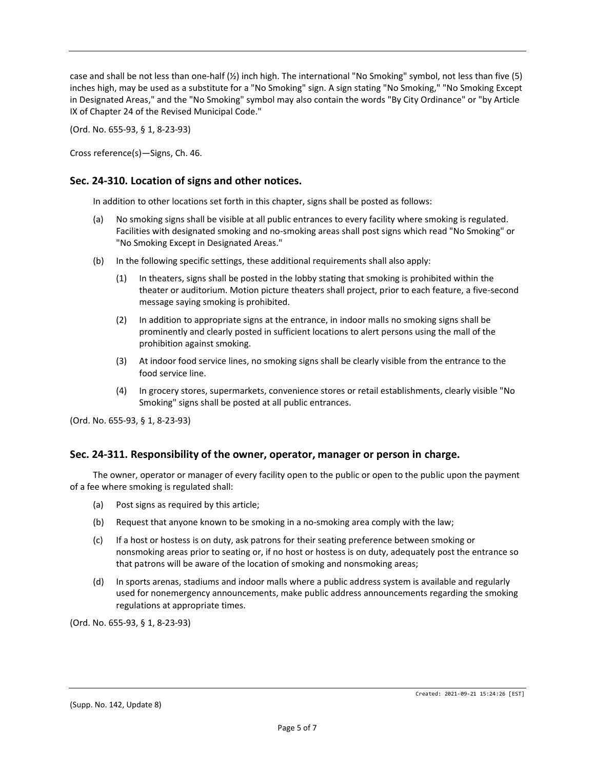case and shall be not less than one-half (½) inch high. The international "No Smoking" symbol, not less than five (5) inches high, may be used as a substitute for a "No Smoking" sign. A sign stating "No Smoking," "No Smoking Except in Designated Areas," and the "No Smoking" symbol may also contain the words "By City Ordinance" or "by Article IX of Chapter 24 of the Revised Municipal Code."

(Ord. No. 655-93, § 1, 8-23-93)

Cross reference(s)—Signs, Ch. 46.

## Sec. 24-310. Location of signs and other notices.

In addition to other locations set forth in this chapter, signs shall be posted as follows:

(a) No smoking signs shall be visible at all public entrances to every facility where smoking is regulated. Facilities with designated smoking and no-smoking areas shall post signs which read "No Smoking" or "No Smoking Except in Designated Areas."

(b) In the following specific settings, these additional requirements shall also apply:

  (1) In theaters, signs shall be posted in the lobby stating that smoking is prohibited within the theater or auditorium. Motion picture theaters shall project, prior to each feature, a five-second message saying smoking is prohibited.

  (2) In addition to appropriate signs at the entrance, in indoor malls no smoking signs shall be prominently and clearly posted in sufficient locations to alert persons using the mall of the prohibition against smoking.

  (3) At indoor food service lines, no smoking signs shall be clearly visible from the entrance to the food service line.

  (4) In grocery stores, supermarkets, convenience stores or retail establishments, clearly visible "No Smoking" signs shall be posted at all public entrances.

(Ord. No. 655-93, § 1, 8-23-93)

## Sec. 24-311. Responsibility of the owner, operator, manager or person in charge.

The owner, operator or manager of every facility open to the public or open to the public upon the payment of a fee where smoking is regulated shall:

(a) Post signs as required by this article;

(b) Request that anyone known to be smoking in a no-smoking area comply with the law;

(c) If a host or hostess is on duty, ask patrons for their seating preference between smoking or nonsmoking areas prior to seating or, if no host or hostess is on duty, adequately post the entrance so that patrons will be aware of the location of smoking and nonsmoking areas;

(d) In sports arenas, stadiums and indoor malls where a public address system is available and regularly used for nonemergency announcements, make public address announcements regarding the smoking regulations at appropriate times.

(Ord. No. 655-93, § 1, 8-23-93)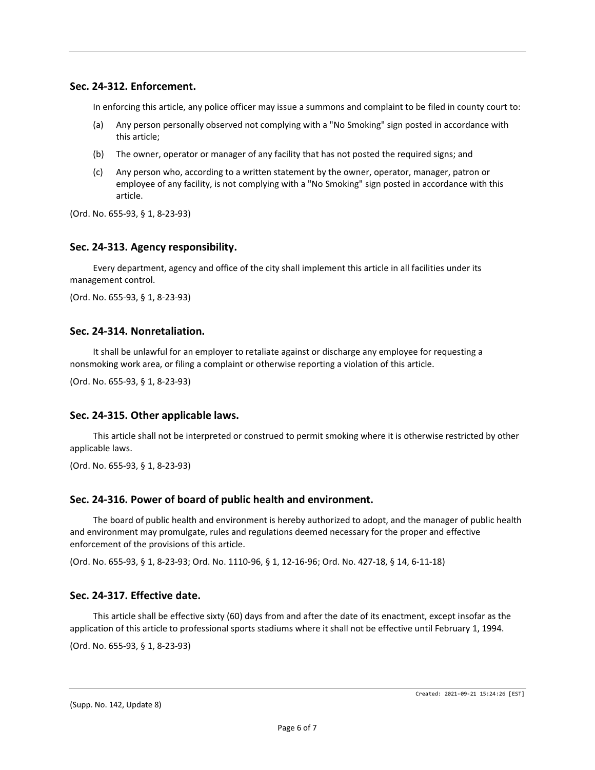## Sec. 24-312. Enforcement.

In enforcing this article, any police officer may issue a summons and complaint to be filed in county court to:

(a) Any person personally observed not complying with a "No Smoking" sign posted in accordance with this article;

(b) The owner, operator or manager of any facility that has not posted the required signs; and

(c) Any person who, according to a written statement by the owner, operator, manager, patron or employee of any facility, is not complying with a "No Smoking" sign posted in accordance with this article.

(Ord. No. 655-93, § 1, 8-23-93)

## Sec. 24-313. Agency responsibility.

Every department, agency and office of the city shall implement this article in all facilities under its management control.

(Ord. No. 655-93, § 1, 8-23-93)

## Sec. 24-314. Nonretaliation.

It shall be unlawful for an employer to retaliate against or discharge any employee for requesting a nonsmoking work area, or filing a complaint or otherwise reporting a violation of this article.

(Ord. No. 655-93, § 1, 8-23-93)

## Sec. 24-315. Other applicable laws.

This article shall not be interpreted or construed to permit smoking where it is otherwise restricted by other applicable laws.

(Ord. No. 655-93, § 1, 8-23-93)

## Sec. 24-316. Power of board of public health and environment.

The board of public health and environment is hereby authorized to adopt, and the manager of public health and environment may promulgate, rules and regulations deemed necessary for the proper and effective enforcement of the provisions of this article.

(Ord. No. 655-93, § 1, 8-23-93; Ord. No. 1110-96, § 1, 12-16-96; Ord. No. 427-18, § 14, 6-11-18)

## Sec. 24-317. Effective date.

This article shall be effective sixty (60) days from and after the date of its enactment, except insofar as the application of this article to professional sports stadiums where it shall not be effective until February 1, 1994.

(Ord. No. 655-93, § 1, 8-23-93)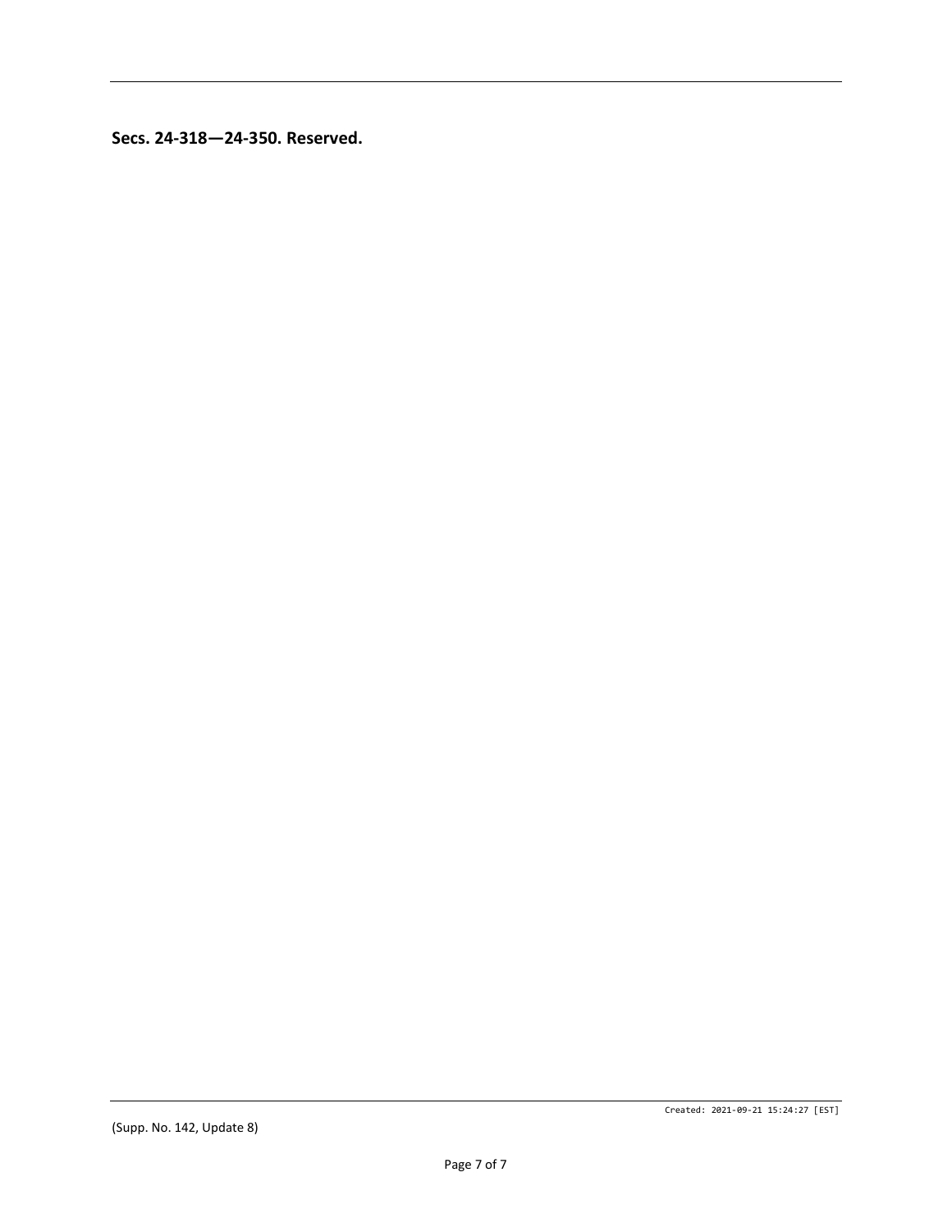**Secs. 24-318—24-350. Reserved.**